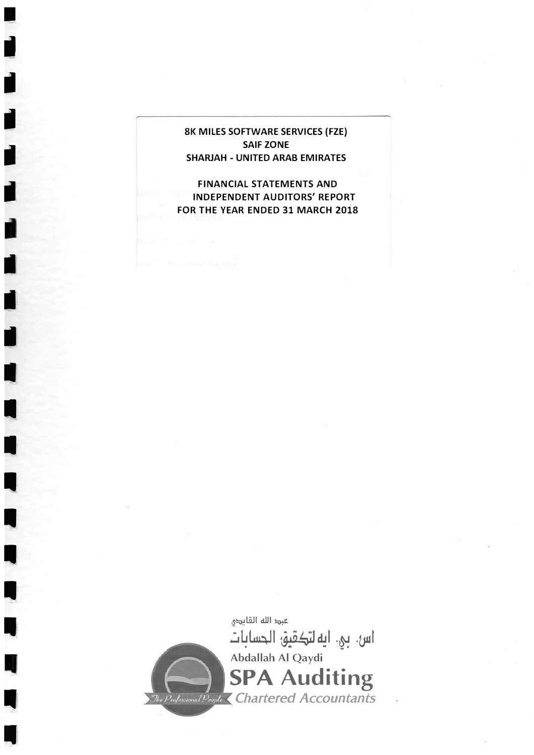**8K MILES SOFTWARE SERVICES (FZE)**
**SAIF ZONE**
**SHARJAH - UNITED ARAB EMIRATES**

**FINANCIAL STATEMENTS AND**
**INDEPENDENT AUDITORS' REPORT**
**FOR THE YEAR ENDED 31 MARCH 2018**

عبد الله القايدي
اس. بي. ايه لتدقيق الحسابات
Abdallah Al Qaydi
**SPA Auditing**
*The Professional People* *Chartered Accountants*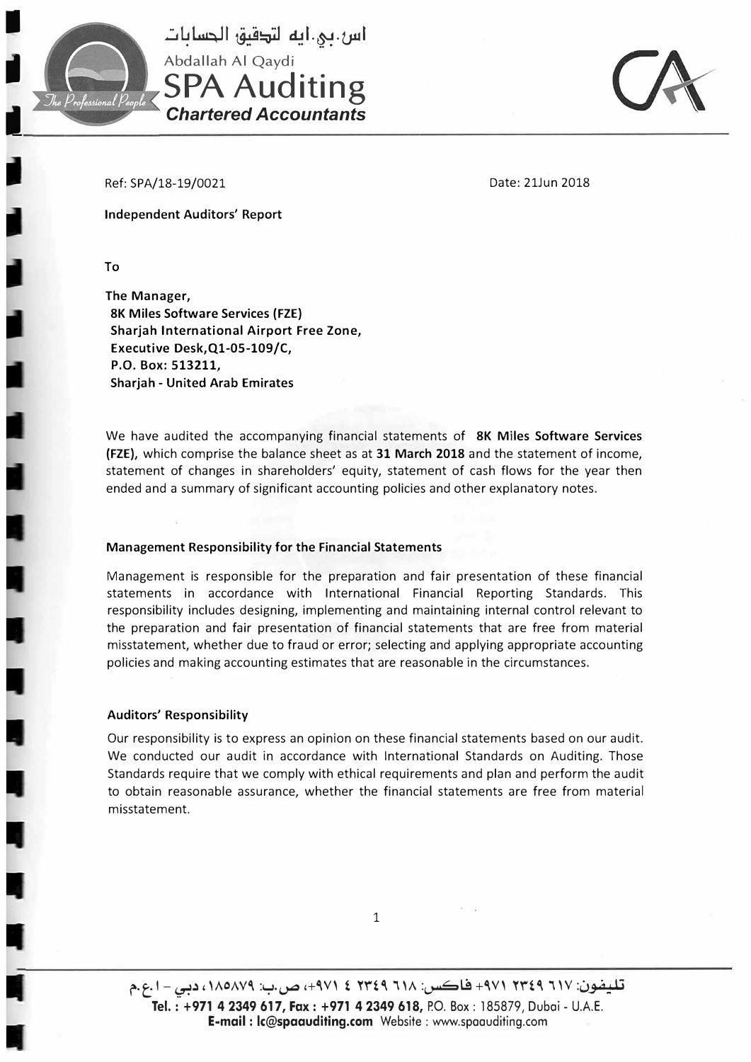Ref: SPA/18-19/0021

Date: 21Jun 2018

**Independent Auditors' Report**

**To**

**The Manager,**
**8K Miles Software Services (FZE)**
**Sharjah International Airport Free Zone,**
**Executive Desk,Q1-05-109/C,**
**P.O. Box: 513211,**
**Sharjah - United Arab Emirates**

We have audited the accompanying financial statements of **8K Miles Software Services (FZE),** which comprise the balance sheet as at **31 March 2018** and the statement of income, statement of changes in shareholders' equity, statement of cash flows for the year then ended and a summary of significant accounting policies and other explanatory notes.

**Management Responsibility for the Financial Statements**

Management is responsible for the preparation and fair presentation of these financial statements in accordance with International Financial Reporting Standards. This responsibility includes designing, implementing and maintaining internal control relevant to the preparation and fair presentation of financial statements that are free from material misstatement, whether due to fraud or error; selecting and applying appropriate accounting policies and making accounting estimates that are reasonable in the circumstances.

**Auditors' Responsibility**

Our responsibility is to express an opinion on these financial statements based on our audit. We conducted our audit in accordance with International Standards on Auditing. Those Standards require that we comply with ethical requirements and plan and perform the audit to obtain reasonable assurance, whether the financial statements are free from material misstatement.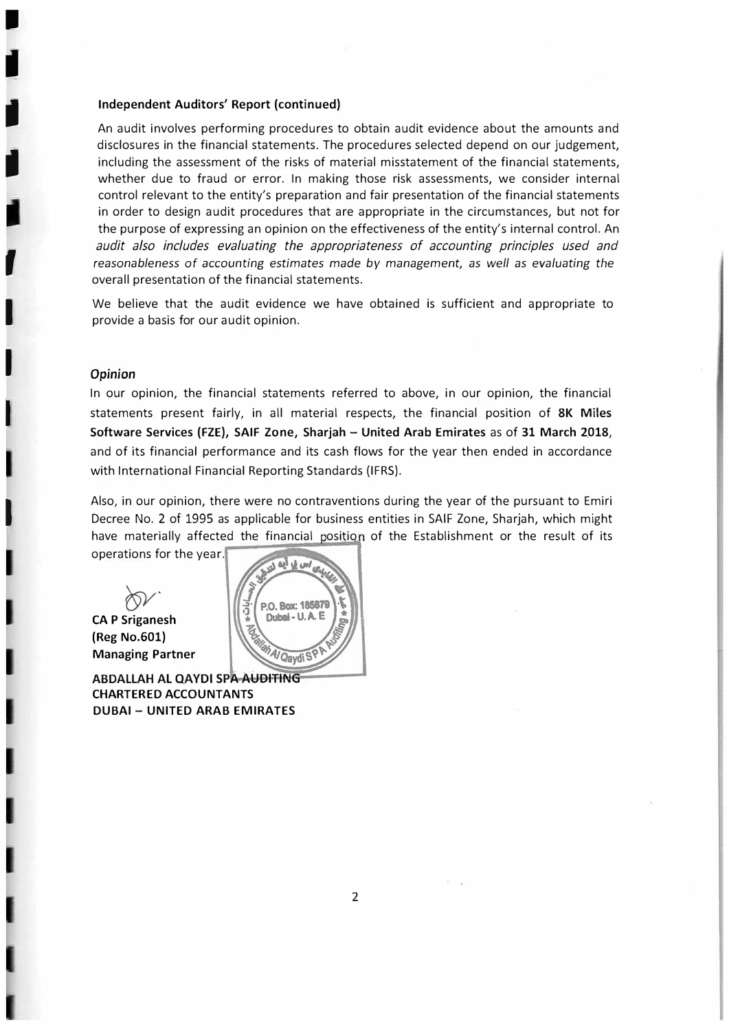**Independent Auditors' Report (continued)**

An audit involves performing procedures to obtain audit evidence about the amounts and disclosures in the financial statements. The procedures selected depend on our judgement, including the assessment of the risks of material misstatement of the financial statements, whether due to fraud or error. In making those risk assessments, we consider internal control relevant to the entity's preparation and fair presentation of the financial statements in order to design audit procedures that are appropriate in the circumstances, but not for the purpose of expressing an opinion on the effectiveness of the entity's internal control. An *audit also includes evaluating the appropriateness of accounting principles used and reasonableness of accounting estimates made by management, as well as evaluating the* overall presentation of the financial statements.

We believe that the audit evidence we have obtained is sufficient and appropriate to provide a basis for our audit opinion.

***Opinion***

In our opinion, the financial statements referred to above, in our opinion, the financial statements present fairly, in all material respects, the financial position of **8K Miles Software Services (FZE), SAIF Zone, Sharjah – United Arab Emirates** as of **31 March 2018**, and of its financial performance and its cash flows for the year then ended in accordance with International Financial Reporting Standards (IFRS).

Also, in our opinion, there were no contraventions during the year of the pursuant to Emiri Decree No. 2 of 1995 as applicable for business entities in SAIF Zone, Sharjah, which might have materially affected the financial position of the Establishment or the result of its operations for the year.

**CA P Sriganesh**
**(Reg No.601)**
**Managing Partner**

P.O. Box: 185879
Dubai - U.A.E
Abdallah Al Qaydi SPA Auditing

**ABDALLAH AL QAYDI SPA AUDITING**
**CHARTERED ACCOUNTANTS**
**DUBAI – UNITED ARAB EMIRATES**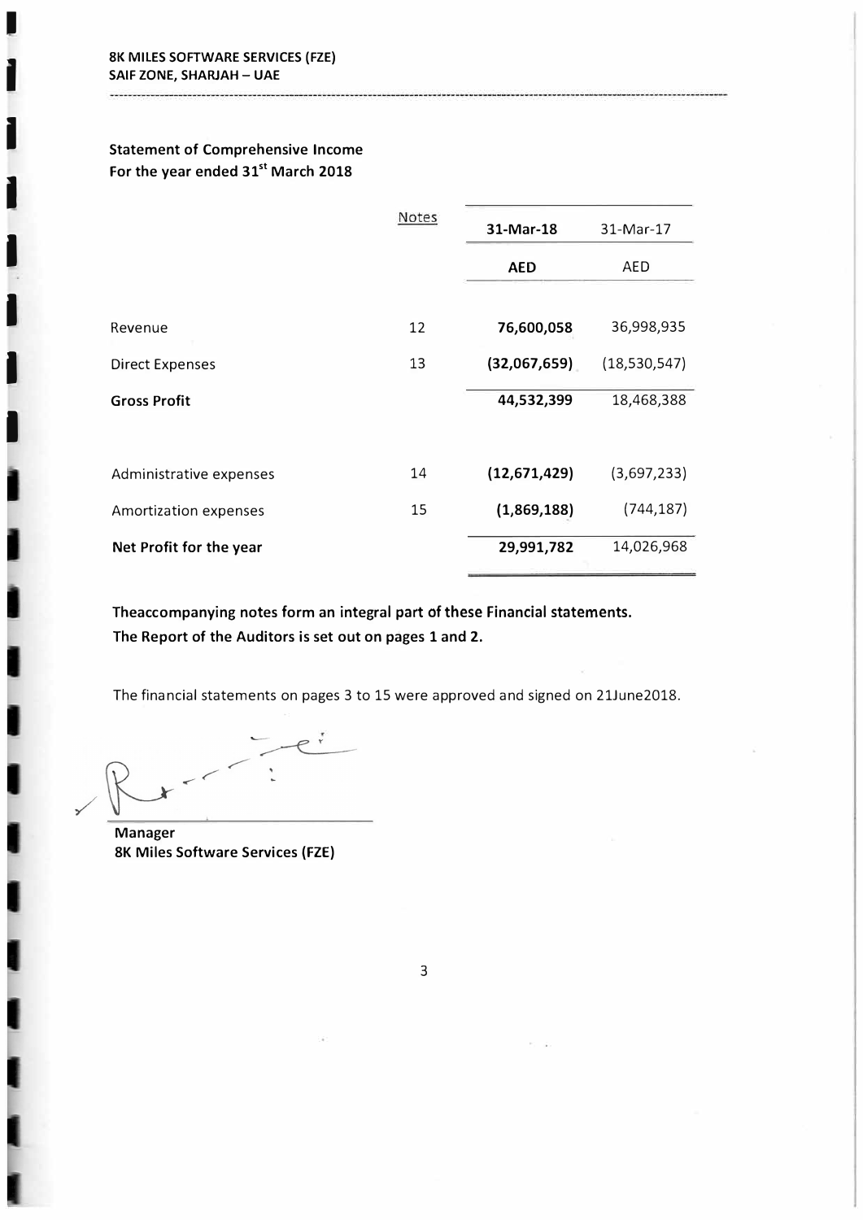**8K MILES SOFTWARE SERVICES (FZE)**
**SAIF ZONE, SHARJAH – UAE**

**Statement of Comprehensive Income**
**For the year ended 31st March 2018**

| | Notes | 31-Mar-18 | 31-Mar-17 |
|---|---|---|---|
| | | **AED** | AED |
| Revenue | 12 | **76,600,058** | 36,998,935 |
| Direct Expenses | 13 | **(32,067,659)** | (18,530,547) |
| **Gross Profit** | | **44,532,399** | 18,468,388 |
| Administrative expenses | 14 | **(12,671,429)** | (3,697,233) |
| Amortization expenses | 15 | **(1,869,188)** | (744,187) |
| **Net Profit for the year** | | **29,991,782** | 14,026,968 |

**Theaccompanying notes form an integral part of these Financial statements.**
**The Report of the Auditors is set out on pages 1 and 2.**

The financial statements on pages 3 to 15 were approved and signed on 21June2018.

**Manager**
**8K Miles Software Services (FZE)**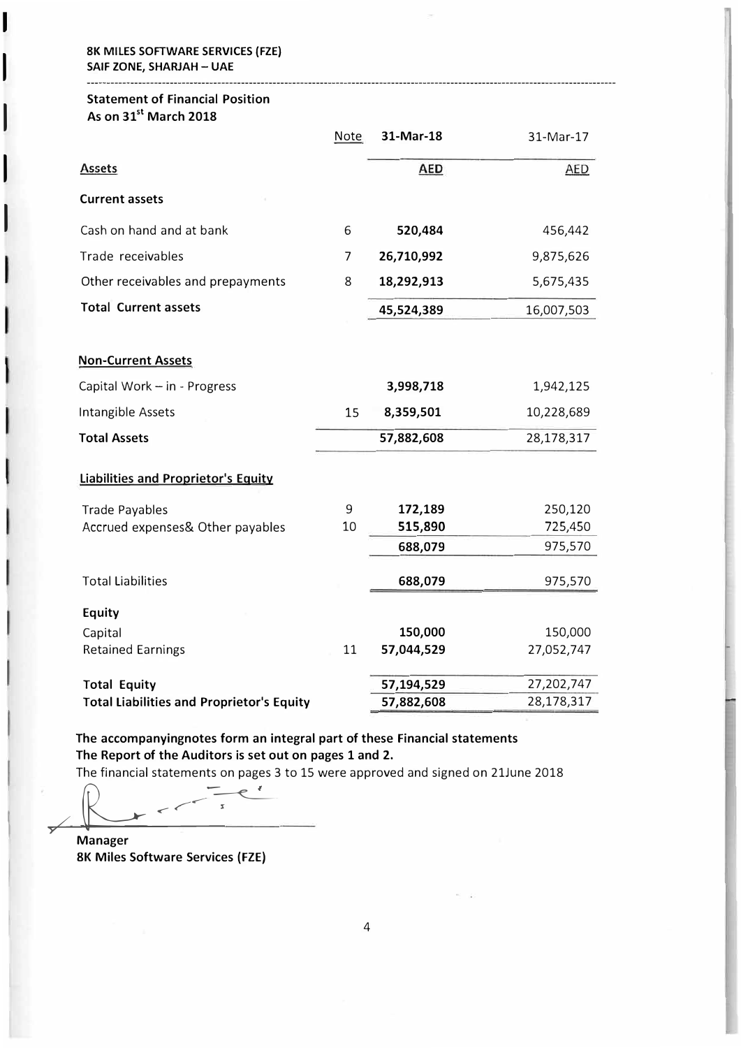**8K MILES SOFTWARE SERVICES (FZE)**
**SAIF ZONE, SHARJAH – UAE**

**Statement of Financial Position**
**As on 31st March 2018**

| | Note | 31-Mar-18 | 31-Mar-17 |
|---|---|---|---|
| **Assets** | | **AED** | AED |
| **Current assets** | | | |
| Cash on hand and at bank | 6 | **520,484** | 456,442 |
| Trade receivables | 7 | **26,710,992** | 9,875,626 |
| Other receivables and prepayments | 8 | **18,292,913** | 5,675,435 |
| **Total Current assets** | | **45,524,389** | 16,007,503 |
| **Non-Current Assets** | | | |
| Capital Work – in - Progress | | **3,998,718** | 1,942,125 |
| Intangible Assets | 15 | **8,359,501** | 10,228,689 |
| **Total Assets** | | **57,882,608** | 28,178,317 |
| **Liabilities and Proprietor's Equity** | | | |
| Trade Payables | 9 | **172,189** | 250,120 |
| Accrued expenses& Other payables | 10 | **515,890** | 725,450 |
| | | **688,079** | 975,570 |
| Total Liabilities | | **688,079** | 975,570 |
| **Equity** | | | |
| Capital | | **150,000** | 150,000 |
| Retained Earnings | 11 | **57,044,529** | 27,052,747 |
| **Total Equity** | | **57,194,529** | 27,202,747 |
| **Total Liabilities and Proprietor's Equity** | | **57,882,608** | 28,178,317 |

**The accompanyingnotes form an integral part of these Financial statements**
**The Report of the Auditors is set out on pages 1 and 2.**
The financial statements on pages 3 to 15 were approved and signed on 21June 2018

**Manager**
**8K Miles Software Services (FZE)**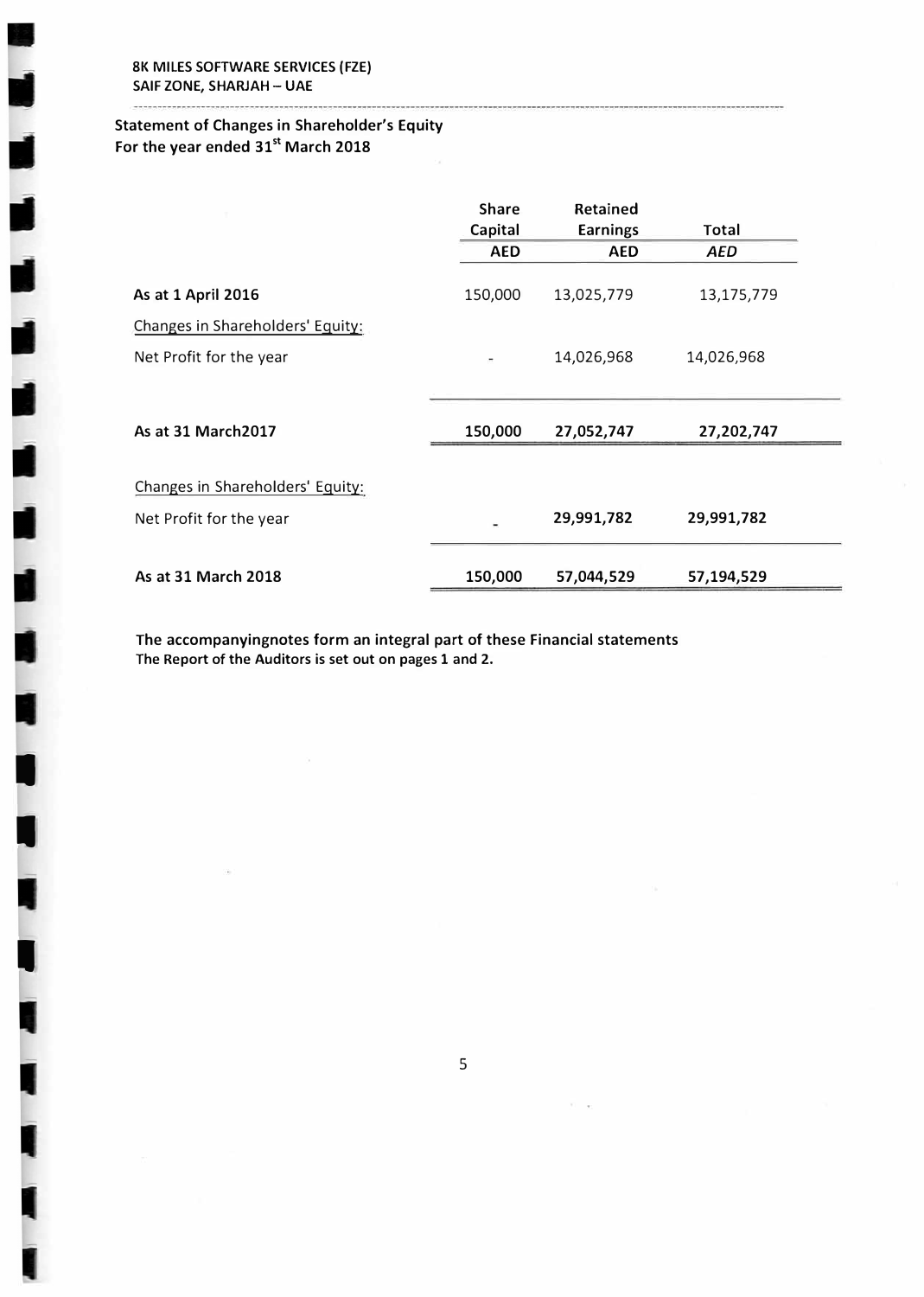**8K MILES SOFTWARE SERVICES (FZE)**
**SAIF ZONE, SHARJAH – UAE**

## Statement of Changes in Shareholder's Equity
## For the year ended 31st March 2018

| | Share Capital | Retained Earnings | Total |
|---|---|---|---|
| | AED | AED | *AED* |
| **As at 1 April 2016** | 150,000 | 13,025,779 | 13,175,779 |
| Changes in Shareholders' Equity: | | | |
| Net Profit for the year | - | 14,026,968 | 14,026,968 |
| **As at 31 March2017** | **150,000** | **27,052,747** | **27,202,747** |
| Changes in Shareholders' Equity: | | | |
| Net Profit for the year | - | **29,991,782** | **29,991,782** |
| **As at 31 March 2018** | **150,000** | **57,044,529** | **57,194,529** |

**The accompanyingnotes form an integral part of these Financial statements**
**The Report of the Auditors is set out on pages 1 and 2.**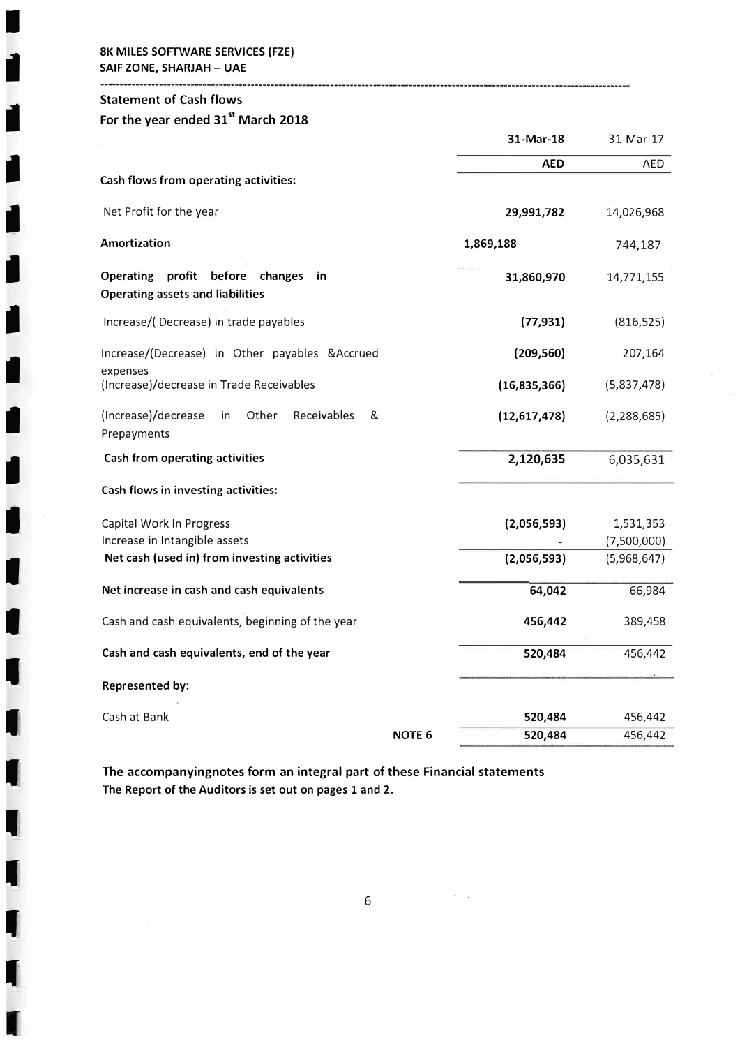**8K MILES SOFTWARE SERVICES (FZE)**
**SAIF ZONE, SHARJAH – UAE**

## Statement of Cash flows

### For the year ended 31st March 2018

| | | 31-Mar-18 | 31-Mar-17 |
|---|---|---|---|
| | | **AED** | AED |
| **Cash flows from operating activities:** | | | |
| Net Profit for the year | | **29,991,782** | 14,026,968 |
| **Amortization** | | **1,869,188** | 744,187 |
| **Operating profit before changes in Operating assets and liabilities** | | **31,860,970** | 14,771,155 |
| Increase/( Decrease) in trade payables | | **(77,931)** | (816,525) |
| Increase/(Decrease) in Other payables &Accrued expenses | | **(209,560)** | 207,164 |
| (Increase)/decrease in Trade Receivables | | **(16,835,366)** | (5,837,478) |
| (Increase)/decrease in Other Receivables & Prepayments | | **(12,617,478)** | (2,288,685) |
| **Cash from operating activities** | | **2,120,635** | 6,035,631 |
| **Cash flows in investing activities:** | | | |
| Capital Work In Progress | | **(2,056,593)** | 1,531,353 |
| Increase in Intangible assets | | - | (7,500,000) |
| **Net cash (used in) from investing activities** | | **(2,056,593)** | (5,968,647) |
| **Net increase in cash and cash equivalents** | | **64,042** | 66,984 |
| Cash and cash equivalents, beginning of the year | | **456,442** | 389,458 |
| **Cash and cash equivalents, end of the year** | | **520,484** | 456,442 |
| **Represented by:** | | | |
| Cash at Bank | | **520,484** | 456,442 |
| | **NOTE 6** | **520,484** | 456,442 |

**The accompanyingnotes form an integral part of these Financial statements**
**The Report of the Auditors is set out on pages 1 and 2.**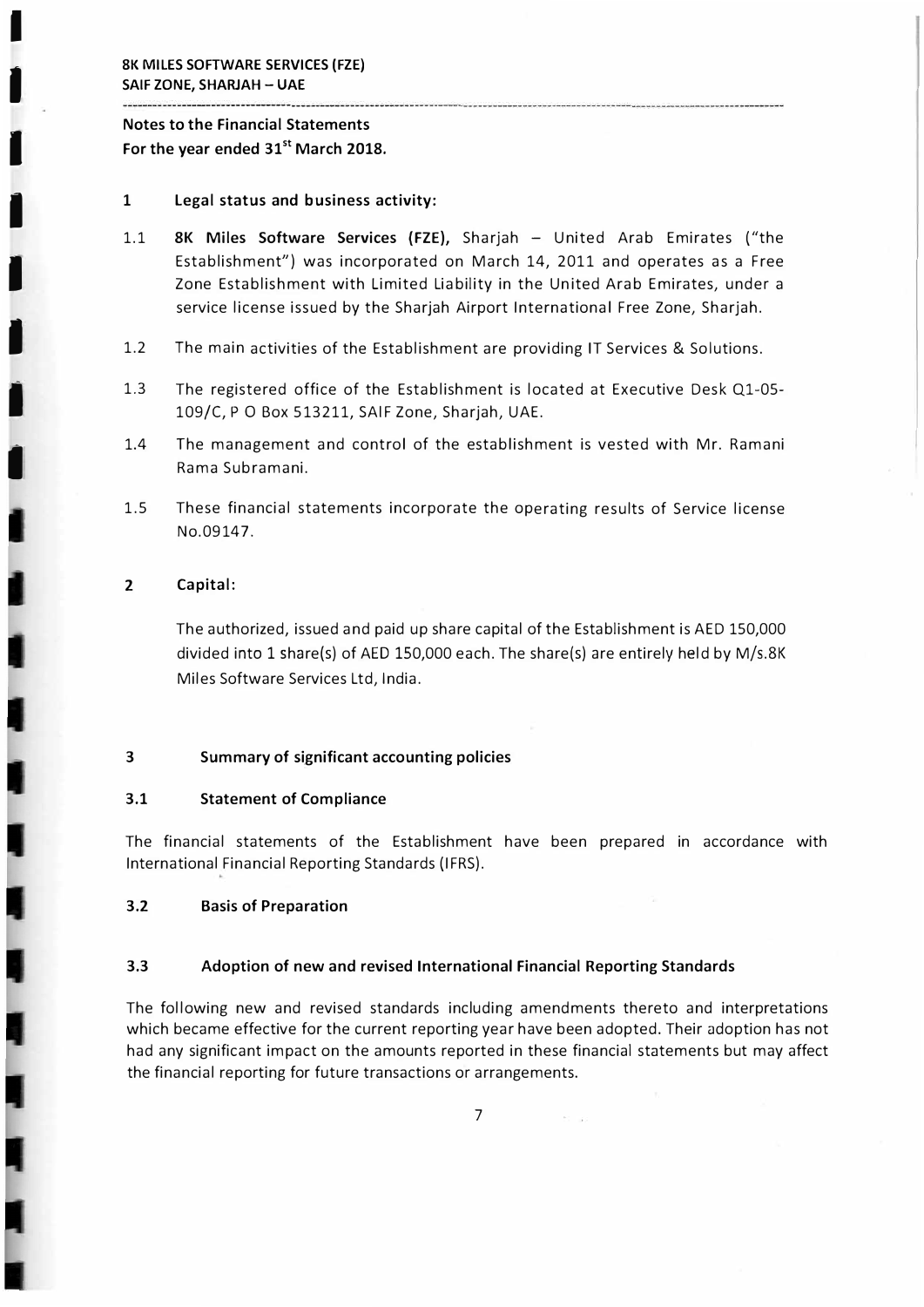**8K MILES SOFTWARE SERVICES (FZE)**
**SAIF ZONE, SHARJAH – UAE**

**Notes to the Financial Statements**
**For the year ended 31st March 2018.**

## 1 Legal status and business activity:

1.1 **8K Miles Software Services (FZE),** Sharjah – United Arab Emirates ("the Establishment") was incorporated on March 14, 2011 and operates as a Free Zone Establishment with Limited Liability in the United Arab Emirates, under a service license issued by the Sharjah Airport International Free Zone, Sharjah.

1.2 The main activities of the Establishment are providing IT Services & Solutions.

1.3 The registered office of the Establishment is located at Executive Desk Q1-05-109/C, P O Box 513211, SAIF Zone, Sharjah, UAE.

1.4 The management and control of the establishment is vested with Mr. Ramani Rama Subramani.

1.5 These financial statements incorporate the operating results of Service license No.09147.

## 2 Capital:

The authorized, issued and paid up share capital of the Establishment is AED 150,000 divided into 1 share(s) of AED 150,000 each. The share(s) are entirely held by M/s.8K Miles Software Services Ltd, India.

## 3 Summary of significant accounting policies

### 3.1 Statement of Compliance

The financial statements of the Establishment have been prepared in accordance with International Financial Reporting Standards (IFRS).

### 3.2 Basis of Preparation

### 3.3 Adoption of new and revised International Financial Reporting Standards

The following new and revised standards including amendments thereto and interpretations which became effective for the current reporting year have been adopted. Their adoption has not had any significant impact on the amounts reported in these financial statements but may affect the financial reporting for future transactions or arrangements.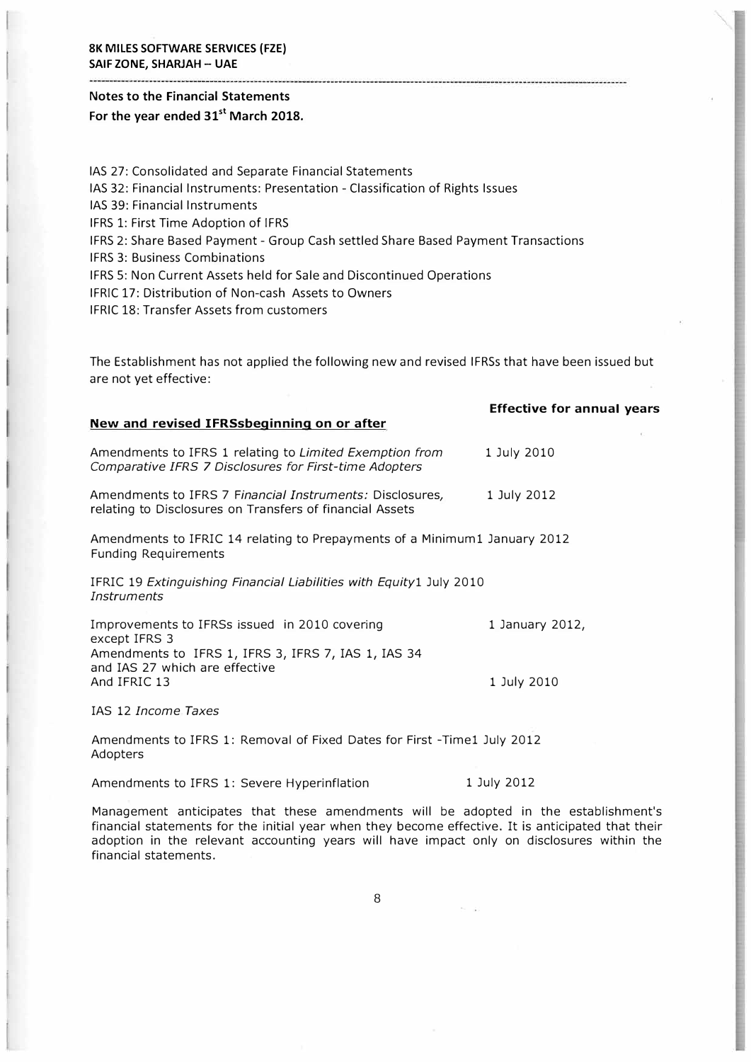**8K MILES SOFTWARE SERVICES (FZE)**
**SAIF ZONE, SHARJAH – UAE**

**Notes to the Financial Statements**
**For the year ended 31st March 2018.**

IAS 27: Consolidated and Separate Financial Statements
IAS 32: Financial Instruments: Presentation - Classification of Rights Issues
IAS 39: Financial Instruments
IFRS 1: First Time Adoption of IFRS
IFRS 2: Share Based Payment - Group Cash settled Share Based Payment Transactions
IFRS 3: Business Combinations
IFRS 5: Non Current Assets held for Sale and Discontinued Operations
IFRIC 17: Distribution of Non-cash Assets to Owners
IFRIC 18: Transfer Assets from customers

The Establishment has not applied the following new and revised IFRSs that have been issued but are not yet effective:

| New and revised IFRSsbeginning on or after | Effective for annual years |
|---|---|
| Amendments to IFRS 1 relating to *Limited Exemption from Comparative IFRS 7 Disclosures for First-time Adopters* | 1 July 2010 |
| Amendments to IFRS 7 *Financial Instruments:* Disclosures, relating to Disclosures on Transfers of financial Assets | 1 July 2012 |
| Amendments to IFRIC 14 relating to Prepayments of a Minimum Funding Requirements | 1 January 2012 |
| IFRIC 19 *Extinguishing Financial Liabilities with Equity Instruments* | 1 July 2010 |
| Improvements to IFRSs issued in 2010 covering except IFRS 3 | 1 January 2012, |
| Amendments to IFRS 1, IFRS 3, IFRS 7, IAS 1, IAS 34 and IAS 27 which are effective And IFRIC 13 | 1 July 2010 |
| IAS 12 *Income Taxes* | |
| Amendments to IFRS 1: Removal of Fixed Dates for First -Time Adopters | 1 July 2012 |
| Amendments to IFRS 1: Severe Hyperinflation | 1 July 2012 |

Management anticipates that these amendments will be adopted in the establishment's financial statements for the initial year when they become effective. It is anticipated that their adoption in the relevant accounting years will have impact only on disclosures within the financial statements.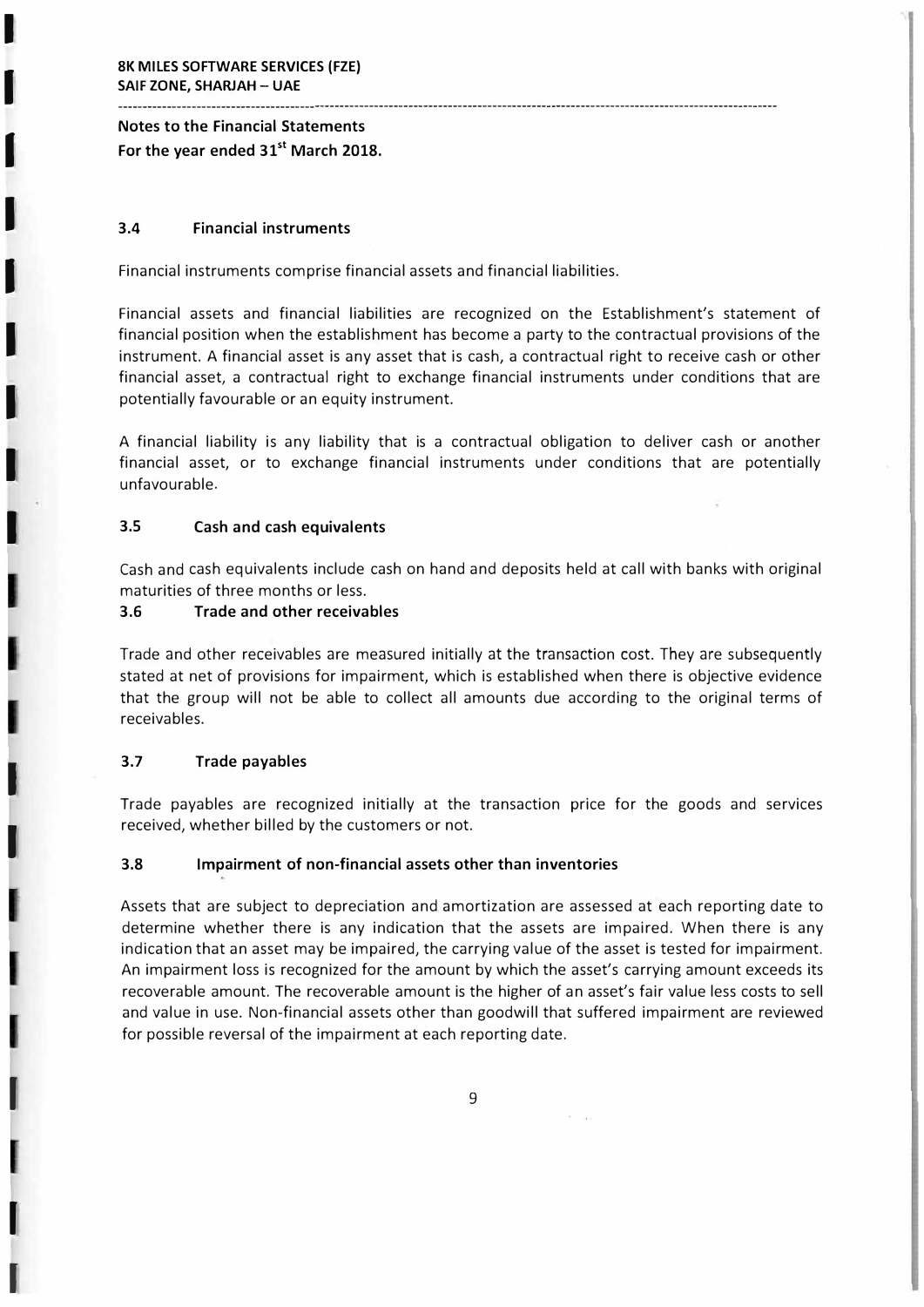**8K MILES SOFTWARE SERVICES (FZE)**
**SAIF ZONE, SHARJAH – UAE**

**Notes to the Financial Statements**
**For the year ended 31st March 2018.**

### 3.4 Financial instruments

Financial instruments comprise financial assets and financial liabilities.

Financial assets and financial liabilities are recognized on the Establishment's statement of financial position when the establishment has become a party to the contractual provisions of the instrument. A financial asset is any asset that is cash, a contractual right to receive cash or other financial asset, a contractual right to exchange financial instruments under conditions that are potentially favourable or an equity instrument.

A financial liability is any liability that is a contractual obligation to deliver cash or another financial asset, or to exchange financial instruments under conditions that are potentially unfavourable.

### 3.5 Cash and cash equivalents

Cash and cash equivalents include cash on hand and deposits held at call with banks with original maturities of three months or less.

### 3.6 Trade and other receivables

Trade and other receivables are measured initially at the transaction cost. They are subsequently stated at net of provisions for impairment, which is established when there is objective evidence that the group will not be able to collect all amounts due according to the original terms of receivables.

### 3.7 Trade payables

Trade payables are recognized initially at the transaction price for the goods and services received, whether billed by the customers or not.

### 3.8 Impairment of non-financial assets other than inventories

Assets that are subject to depreciation and amortization are assessed at each reporting date to determine whether there is any indication that the assets are impaired. When there is any indication that an asset may be impaired, the carrying value of the asset is tested for impairment. An impairment loss is recognized for the amount by which the asset's carrying amount exceeds its recoverable amount. The recoverable amount is the higher of an asset's fair value less costs to sell and value in use. Non-financial assets other than goodwill that suffered impairment are reviewed for possible reversal of the impairment at each reporting date.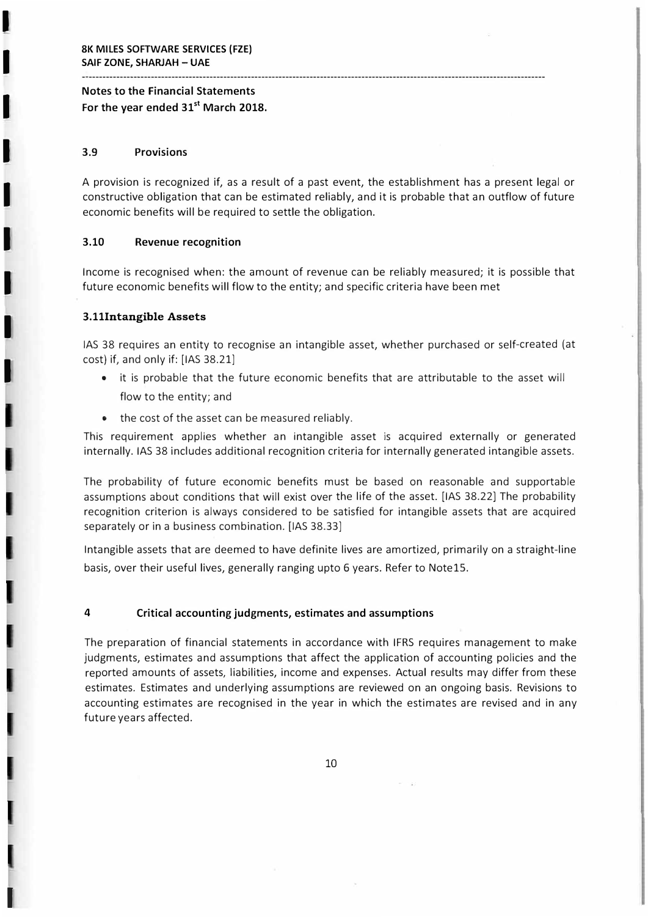**8K MILES SOFTWARE SERVICES (FZE)**
**SAIF ZONE, SHARJAH – UAE**

**Notes to the Financial Statements**
**For the year ended 31st March 2018.**

### 3.9 Provisions

A provision is recognized if, as a result of a past event, the establishment has a present legal or constructive obligation that can be estimated reliably, and it is probable that an outflow of future economic benefits will be required to settle the obligation.

### 3.10 Revenue recognition

Income is recognised when: the amount of revenue can be reliably measured; it is possible that future economic benefits will flow to the entity; and specific criteria have been met

### 3.11Intangible Assets

IAS 38 requires an entity to recognise an intangible asset, whether purchased or self-created (at cost) if, and only if: [IAS 38.21]

- it is probable that the future economic benefits that are attributable to the asset will flow to the entity; and
- the cost of the asset can be measured reliably.

This requirement applies whether an intangible asset is acquired externally or generated internally. IAS 38 includes additional recognition criteria for internally generated intangible assets.

The probability of future economic benefits must be based on reasonable and supportable assumptions about conditions that will exist over the life of the asset. [IAS 38.22] The probability recognition criterion is always considered to be satisfied for intangible assets that are acquired separately or in a business combination. [IAS 38.33]

Intangible assets that are deemed to have definite lives are amortized, primarily on a straight-line basis, over their useful lives, generally ranging upto 6 years. Refer to Note15.

## 4 Critical accounting judgments, estimates and assumptions

The preparation of financial statements in accordance with IFRS requires management to make judgments, estimates and assumptions that affect the application of accounting policies and the reported amounts of assets, liabilities, income and expenses. Actual results may differ from these estimates. Estimates and underlying assumptions are reviewed on an ongoing basis. Revisions to accounting estimates are recognised in the year in which the estimates are revised and in any future years affected.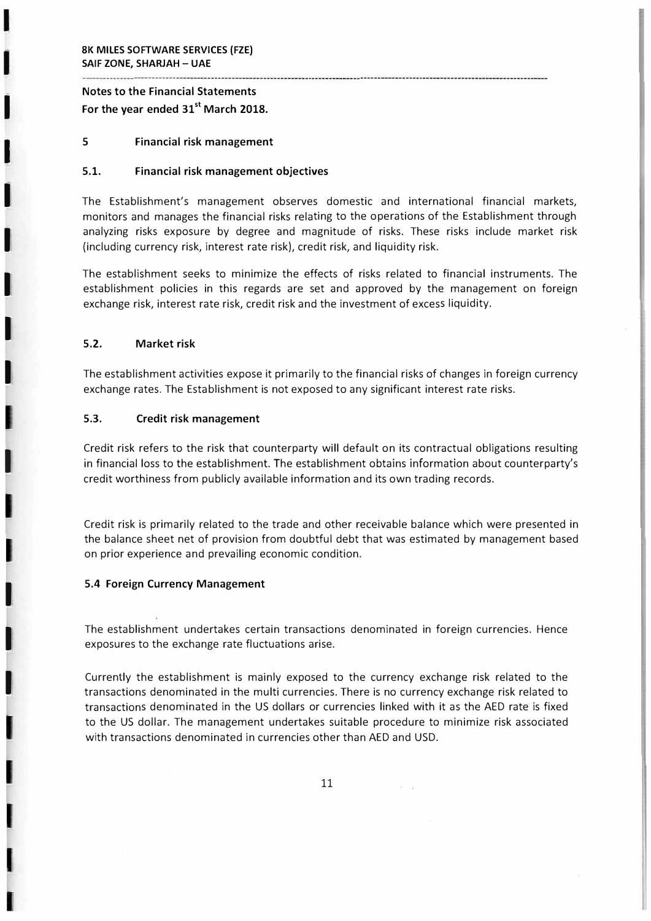**8K MILES SOFTWARE SERVICES (FZE)**
**SAIF ZONE, SHARJAH – UAE**

**Notes to the Financial Statements**
**For the year ended 31st March 2018.**

## 5 Financial risk management

### 5.1. Financial risk management objectives

The Establishment's management observes domestic and international financial markets, monitors and manages the financial risks relating to the operations of the Establishment through analyzing risks exposure by degree and magnitude of risks. These risks include market risk (including currency risk, interest rate risk), credit risk, and liquidity risk.

The establishment seeks to minimize the effects of risks related to financial instruments. The establishment policies in this regards are set and approved by the management on foreign exchange risk, interest rate risk, credit risk and the investment of excess liquidity.

### 5.2. Market risk

The establishment activities expose it primarily to the financial risks of changes in foreign currency exchange rates. The Establishment is not exposed to any significant interest rate risks.

### 5.3. Credit risk management

Credit risk refers to the risk that counterparty will default on its contractual obligations resulting in financial loss to the establishment. The establishment obtains information about counterparty's credit worthiness from publicly available information and its own trading records.

Credit risk is primarily related to the trade and other receivable balance which were presented in the balance sheet net of provision from doubtful debt that was estimated by management based on prior experience and prevailing economic condition.

### 5.4 Foreign Currency Management

The establishment undertakes certain transactions denominated in foreign currencies. Hence exposures to the exchange rate fluctuations arise.

Currently the establishment is mainly exposed to the currency exchange risk related to the transactions denominated in the multi currencies. There is no currency exchange risk related to transactions denominated in the US dollars or currencies linked with it as the AED rate is fixed to the US dollar. The management undertakes suitable procedure to minimize risk associated with transactions denominated in currencies other than AED and USD.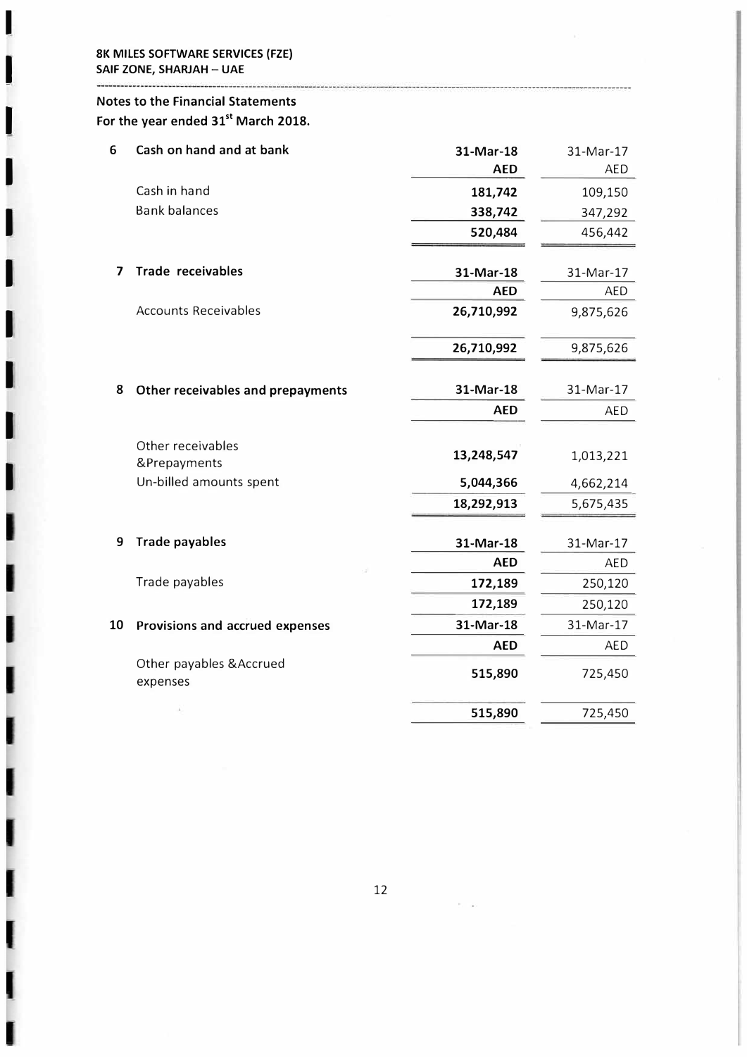**8K MILES SOFTWARE SERVICES (FZE)**
**SAIF ZONE, SHARJAH – UAE**

**Notes to the Financial Statements**
**For the year ended 31st March 2018.**

**6 Cash on hand and at bank**

| | 31-Mar-18 | 31-Mar-17 |
|---|---|---|
| | AED | AED |
| Cash in hand | 181,742 | 109,150 |
| Bank balances | 338,742 | 347,292 |
| | 520,484 | 456,442 |

**7 Trade receivables**

| | 31-Mar-18 | 31-Mar-17 |
|---|---|---|
| | AED | AED |
| Accounts Receivables | 26,710,992 | 9,875,626 |
| | 26,710,992 | 9,875,626 |

**8 Other receivables and prepayments**

| | 31-Mar-18 | 31-Mar-17 |
|---|---|---|
| | AED | AED |
| Other receivables &Prepayments | 13,248,547 | 1,013,221 |
| Un-billed amounts spent | 5,044,366 | 4,662,214 |
| | 18,292,913 | 5,675,435 |

**9 Trade payables**

| | 31-Mar-18 | 31-Mar-17 |
|---|---|---|
| | AED | AED |
| Trade payables | 172,189 | 250,120 |
| | 172,189 | 250,120 |

**10 Provisions and accrued expenses**

| | 31-Mar-18 | 31-Mar-17 |
|---|---|---|
| | AED | AED |
| Other payables &Accrued expenses | 515,890 | 725,450 |
| | 515,890 | 725,450 |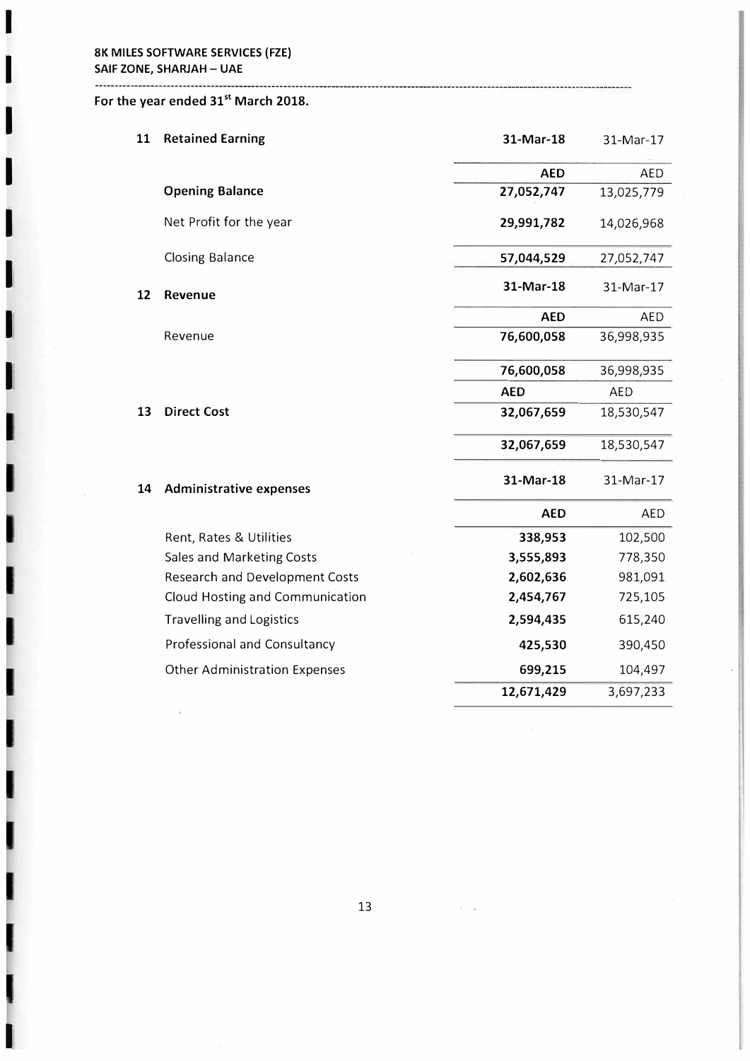**8K MILES SOFTWARE SERVICES (FZE)**
**SAIF ZONE, SHARJAH – UAE**

**For the year ended 31st March 2018.**

| | | 31-Mar-18 | 31-Mar-17 |
|---|---|---|---|
| **11** | **Retained Earning** | | |
| | | **AED** | AED |
| | **Opening Balance** | **27,052,747** | 13,025,779 |
| | Net Profit for the year | **29,991,782** | 14,026,968 |
| | Closing Balance | **57,044,529** | 27,052,747 |

| | | 31-Mar-18 | 31-Mar-17 |
|---|---|---|---|
| **12** | **Revenue** | | |
| | | **AED** | AED |
| | Revenue | **76,600,058** | 36,998,935 |
| | | **76,600,058** | 36,998,935 |
| | | **AED** | AED |
| **13** | **Direct Cost** | **32,067,659** | 18,530,547 |
| | | **32,067,659** | 18,530,547 |

| | | 31-Mar-18 | 31-Mar-17 |
|---|---|---|---|
| **14** | **Administrative expenses** | | |
| | | **AED** | AED |
| | Rent, Rates & Utilities | **338,953** | 102,500 |
| | Sales and Marketing Costs | **3,555,893** | 778,350 |
| | Research and Development Costs | **2,602,636** | 981,091 |
| | Cloud Hosting and Communication | **2,454,767** | 725,105 |
| | Travelling and Logistics | **2,594,435** | 615,240 |
| | Professional and Consultancy | **425,530** | 390,450 |
| | Other Administration Expenses | **699,215** | 104,497 |
| | | **12,671,429** | 3,697,233 |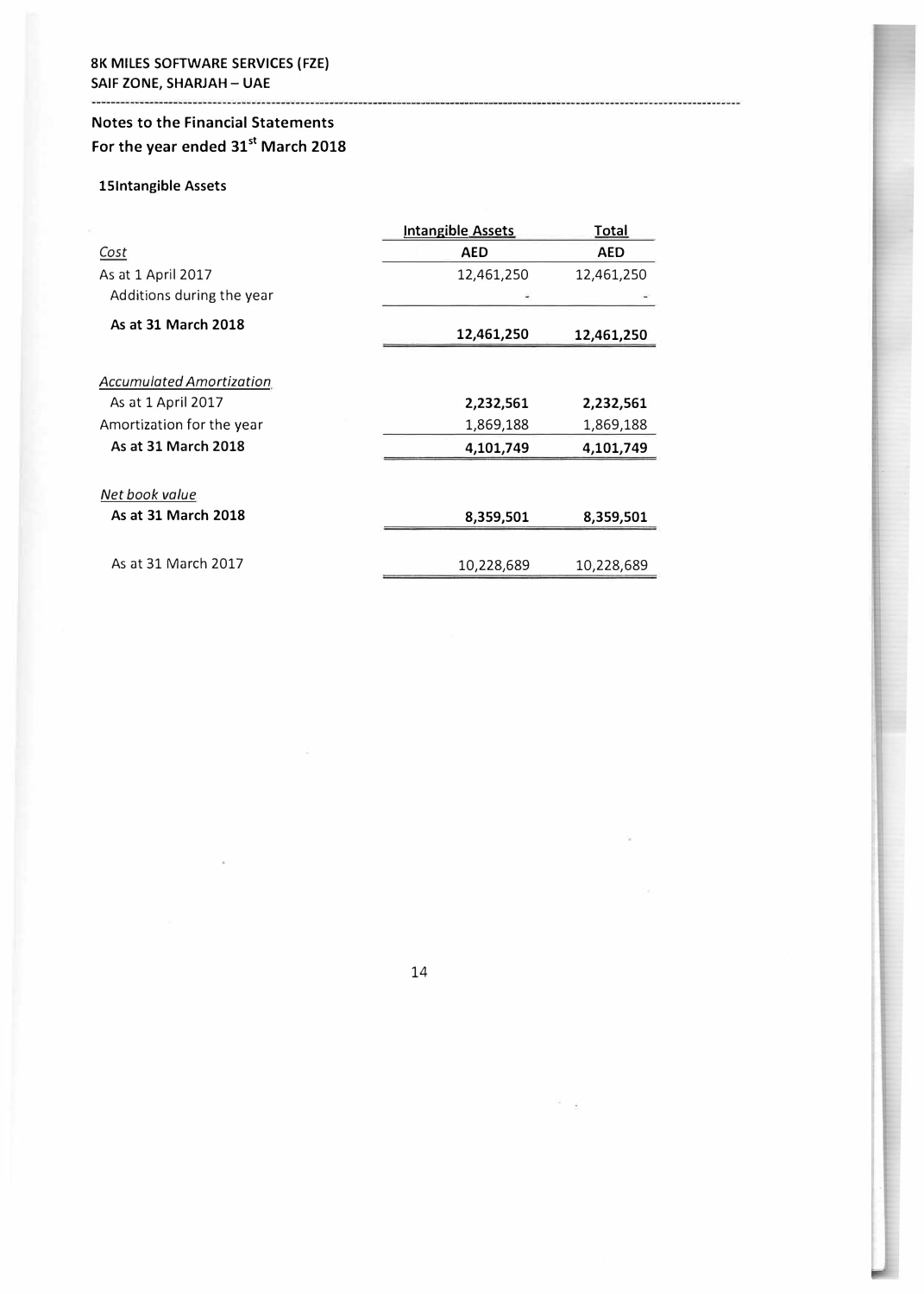**8K MILES SOFTWARE SERVICES (FZE)**
**SAIF ZONE, SHARJAH – UAE**

## Notes to the Financial Statements
## For the year ended 31st March 2018

### 15Intangible Assets

| | Intangible Assets | Total |
|---|---|---|
| *Cost* | **AED** | **AED** |
| As at 1 April 2017 | 12,461,250 | 12,461,250 |
| Additions during the year | - | - |
| **As at 31 March 2018** | **12,461,250** | **12,461,250** |
| | | |
| *Accumulated Amortization* | | |
| As at 1 April 2017 | **2,232,561** | **2,232,561** |
| Amortization for the year | 1,869,188 | 1,869,188 |
| **As at 31 March 2018** | **4,101,749** | **4,101,749** |
| | | |
| *Net book value* | | |
| **As at 31 March 2018** | **8,359,501** | **8,359,501** |
| | | |
| As at 31 March 2017 | 10,228,689 | 10,228,689 |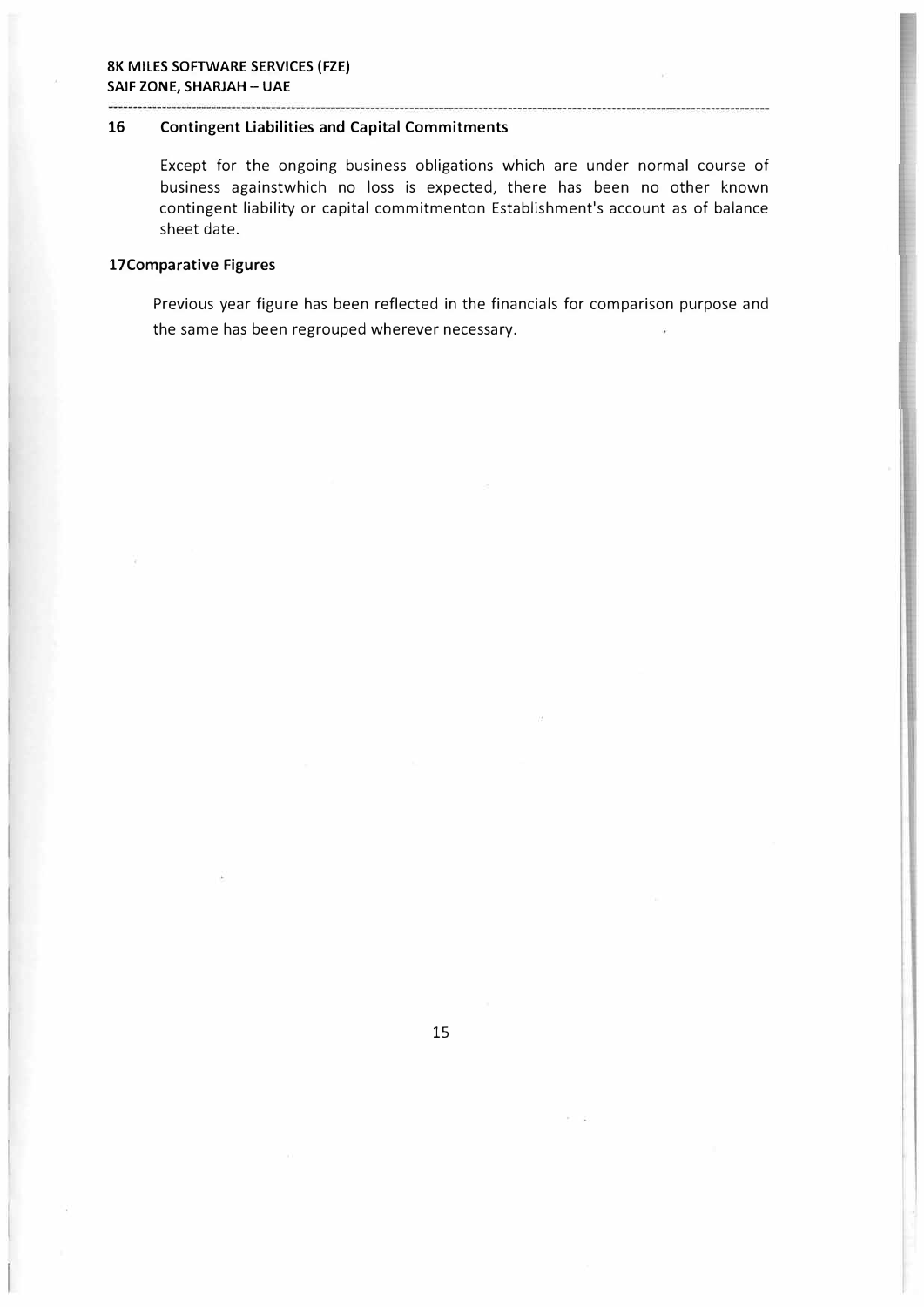## 16 Contingent Liabilities and Capital Commitments

Except for the ongoing business obligations which are under normal course of business againstwhich no loss is expected, there has been no other known contingent liability or capital commitmenton Establishment's account as of balance sheet date.

## 17Comparative Figures

Previous year figure has been reflected in the financials for comparison purpose and the same has been regrouped wherever necessary.